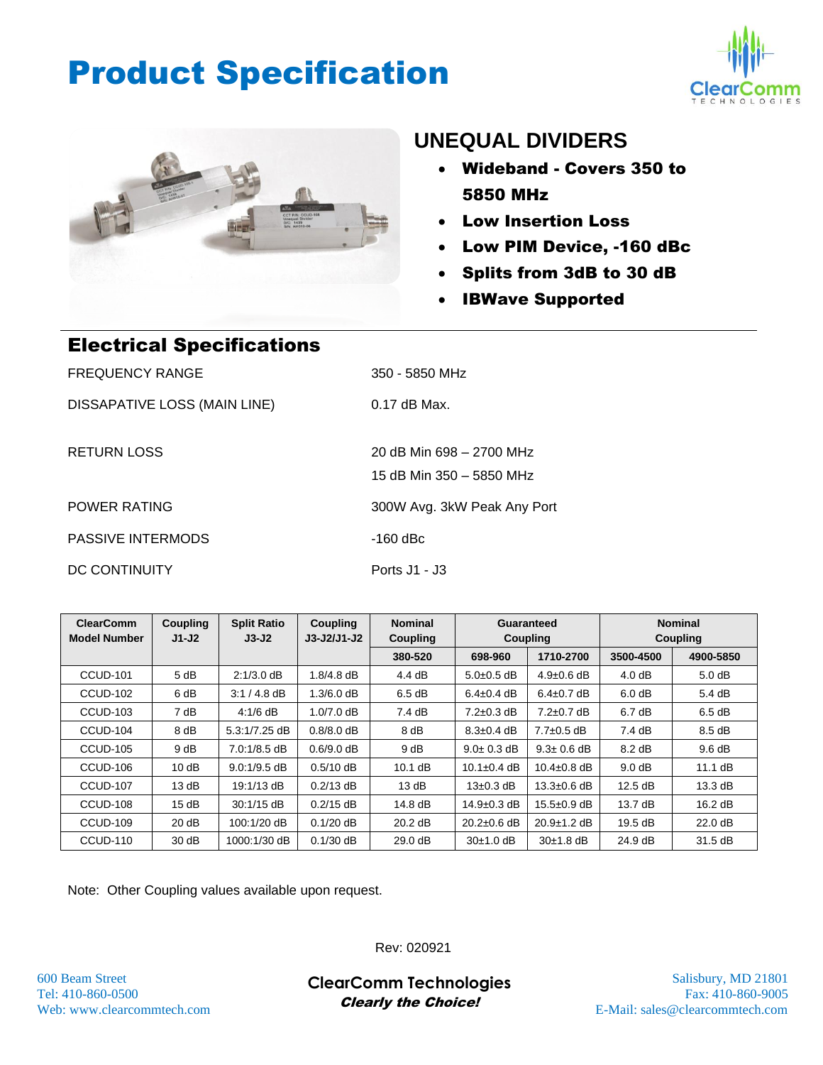# Product Specification

## UNEQUAL DIVIDERS

- **Wideband - Covers 350 to 5850 MHz**
- **Low Insertion Loss**
- **Low PIM Device, -160 dBc**
- **Splits from 3dB to 30 dB**
- **IBWave Supported**

## Electrical Specifications

| | |
|---|---|
| FREQUENCY RANGE | 350 - 5850 MHz |
| DISSAPATIVE LOSS (MAIN LINE) | 0.17 dB Max. |
| RETURN LOSS | 20 dB Min 698 – 2700 MHz<br>15 dB Min 350 – 5850 MHz |
| POWER RATING | 300W Avg. 3kW Peak Any Port |
| PASSIVE INTERMODS | -160 dBc |
| DC CONTINUITY | Ports J1 - J3 |

| ClearComm Model Number | Coupling J1-J2 | Split Ratio J3-J2 | Coupling J3-J2/J1-J2 | Nominal Coupling | Guaranteed Coupling | | Nominal Coupling | |
|---|---|---|---|---|---|---|---|---|
| | | | | 380-520 | 698-960 | 1710-2700 | 3500-4500 | 4900-5850 |
| CCUD-101 | 5 dB | 2:1/3.0 dB | 1.8/4.8 dB | 4.4 dB | 5.0±0.5 dB | 4.9±0.6 dB | 4.0 dB | 5.0 dB |
| CCUD-102 | 6 dB | 3:1 / 4.8 dB | 1.3/6.0 dB | 6.5 dB | 6.4±0.4 dB | 6.4±0.7 dB | 6.0 dB | 5.4 dB |
| CCUD-103 | 7 dB | 4:1/6 dB | 1.0/7.0 dB | 7.4 dB | 7.2±0.3 dB | 7.2±0.7 dB | 6.7 dB | 6.5 dB |
| CCUD-104 | 8 dB | 5.3:1/7.25 dB | 0.8/8.0 dB | 8 dB | 8.3±0.4 dB | 7.7±0.5 dB | 7.4 dB | 8.5 dB |
| CCUD-105 | 9 dB | 7.0:1/8.5 dB | 0.6/9.0 dB | 9 dB | 9.0± 0.3 dB | 9.3± 0.6 dB | 8.2 dB | 9.6 dB |
| CCUD-106 | 10 dB | 9.0:1/9.5 dB | 0.5/10 dB | 10.1 dB | 10.1±0.4 dB | 10.4±0.8 dB | 9.0 dB | 11.1 dB |
| CCUD-107 | 13 dB | 19:1/13 dB | 0.2/13 dB | 13 dB | 13±0.3 dB | 13.3±0.6 dB | 12.5 dB | 13.3 dB |
| CCUD-108 | 15 dB | 30:1/15 dB | 0.2/15 dB | 14.8 dB | 14.9±0.3 dB | 15.5±0.9 dB | 13.7 dB | 16.2 dB |
| CCUD-109 | 20 dB | 100:1/20 dB | 0.1/20 dB | 20.2 dB | 20.2±0.6 dB | 20.9±1.2 dB | 19.5 dB | 22.0 dB |
| CCUD-110 | 30 dB | 1000:1/30 dB | 0.1/30 dB | 29.0 dB | 30±1.0 dB | 30±1.8 dB | 24.9 dB | 31.5 dB |

Note: Other Coupling values available upon request.

Rev: 020921

600 Beam Street
Tel: 410-860-0500
Web: www.clearcommtech.com

**ClearComm Technologies**
***Clearly the Choice!***

Salisbury, MD 21801
Fax: 410-860-9005
E-Mail: sales@clearcommtech.com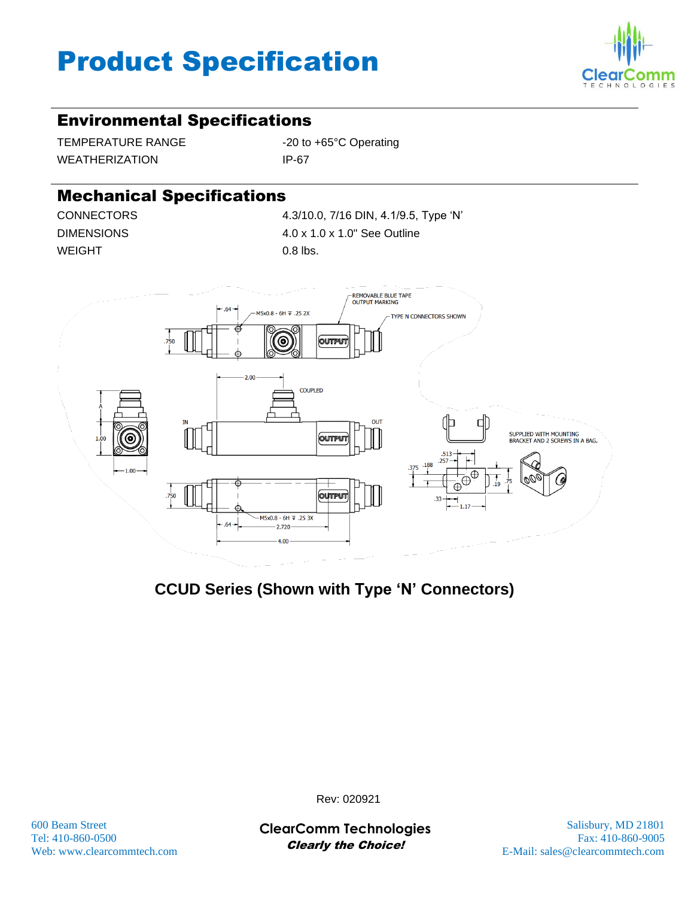# Product Specification

## Environmental Specifications

| | |
|---|---|
| TEMPERATURE RANGE | -20 to +65°C Operating |
| WEATHERIZATION | IP-67 |

## Mechanical Specifications

| | |
|---|---|
| CONNECTORS | 4.3/10.0, 7/16 DIN, 4.1/9.5, Type ‘N’ |
| DIMENSIONS | 4.0 x 1.0 x 1.0" See Outline |
| WEIGHT | 0.8 lbs. |

REMOVABLE BLUE TAPE OUTPUT MARKING

TYPE N CONNECTORS SHOWN

M5x0.8 - 6H ⊽ .25 2X

.64

.750

OUTPUT

2.00

COUPLED

IN

OUT

A

1.00

1.00

SUPPLIED WITH MOUNTING BRACKET AND 2 SCREWS IN A BAG.

.513

.257

.375

.188

.19

.75

.33

1.17

M5x0.8 - 6H ⊽ .25 3X

2.720

4.00

**CCUD Series (Shown with Type ‘N’ Connectors)**

Rev: 020921

600 Beam Street
Tel: 410-860-0500
Web: www.clearcommtech.com

**ClearComm Technologies**
***Clearly the Choice!***

Salisbury, MD 21801
Fax: 410-860-9005
E-Mail: sales@clearcommtech.com